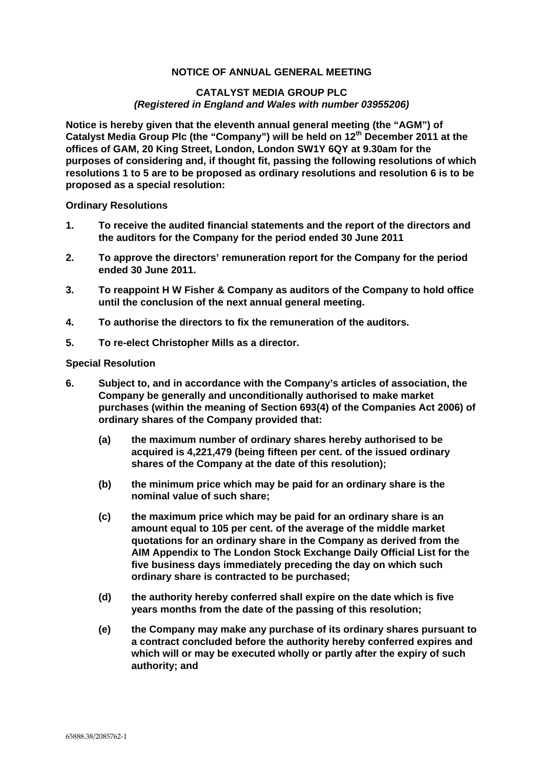# NOTICE OF ANNUAL GENERAL MEETING

## CATALYST MEDIA GROUP PLC

***(Registered in England and Wales with number 03955206)***

**Notice is hereby given that the eleventh annual general meeting (the "AGM") of Catalyst Media Group Plc (the "Company") will be held on 12th December 2011 at the offices of GAM, 20 King Street, London, London SW1Y 6QY at 9.30am for the purposes of considering and, if thought fit, passing the following resolutions of which resolutions 1 to 5 are to be proposed as ordinary resolutions and resolution 6 is to be proposed as a special resolution:**

**Ordinary Resolutions**

1. **To receive the audited financial statements and the report of the directors and the auditors for the Company for the period ended 30 June 2011**
2. **To approve the directors' remuneration report for the Company for the period ended 30 June 2011.**
3. **To reappoint H W Fisher & Company as auditors of the Company to hold office until the conclusion of the next annual general meeting.**
4. **To authorise the directors to fix the remuneration of the auditors.**
5. **To re-elect Christopher Mills as a director.**

**Special Resolution**

6. **Subject to, and in accordance with the Company's articles of association, the Company be generally and unconditionally authorised to make market purchases (within the meaning of Section 693(4) of the Companies Act 2006) of ordinary shares of the Company provided that:**

   **(a) the maximum number of ordinary shares hereby authorised to be acquired is 4,221,479 (being fifteen per cent. of the issued ordinary shares of the Company at the date of this resolution);**

   **(b) the minimum price which may be paid for an ordinary share is the nominal value of such share;**

   **(c) the maximum price which may be paid for an ordinary share is an amount equal to 105 per cent. of the average of the middle market quotations for an ordinary share in the Company as derived from the AIM Appendix to The London Stock Exchange Daily Official List for the five business days immediately preceding the day on which such ordinary share is contracted to be purchased;**

   **(d) the authority hereby conferred shall expire on the date which is five years months from the date of the passing of this resolution;**

   **(e) the Company may make any purchase of its ordinary shares pursuant to a contract concluded before the authority hereby conferred expires and which will or may be executed wholly or partly after the expiry of such authority; and**

65888.38/2085762-1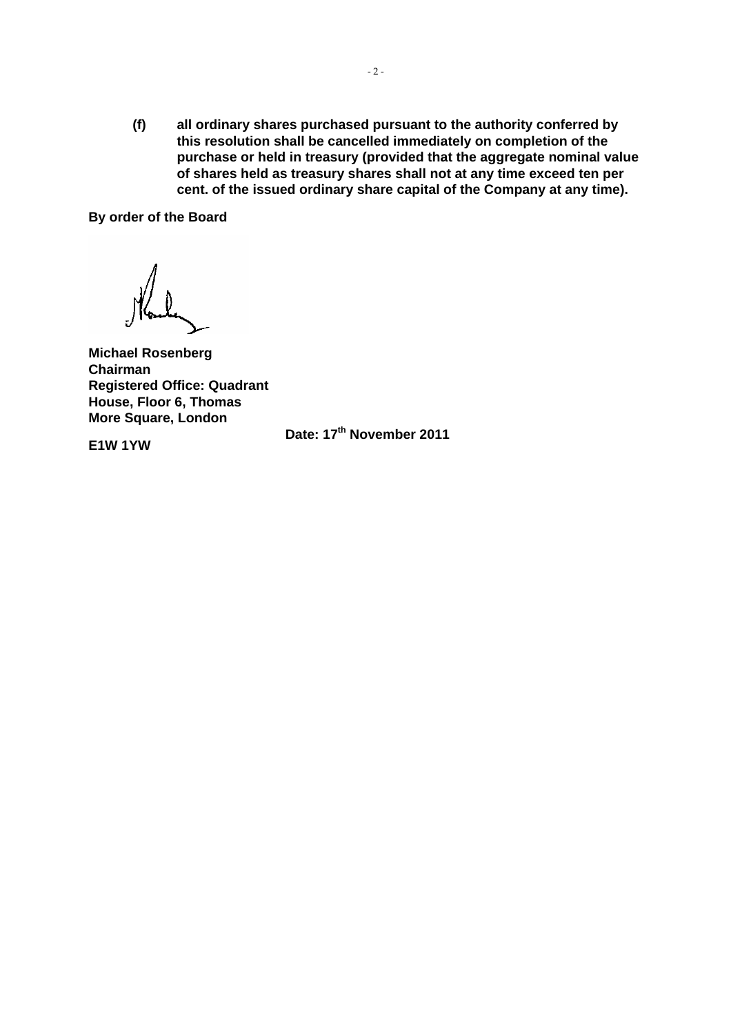**(f) all ordinary shares purchased pursuant to the authority conferred by this resolution shall be cancelled immediately on completion of the purchase or held in treasury (provided that the aggregate nominal value of shares held as treasury shares shall not at any time exceed ten per cent. of the issued ordinary share capital of the Company at any time).**

**By order of the Board**

**Michael Rosenberg**
**Chairman**
**Registered Office: Quadrant House, Floor 6, Thomas More Square, London E1W 1YW**

**Date: 17th November 2011**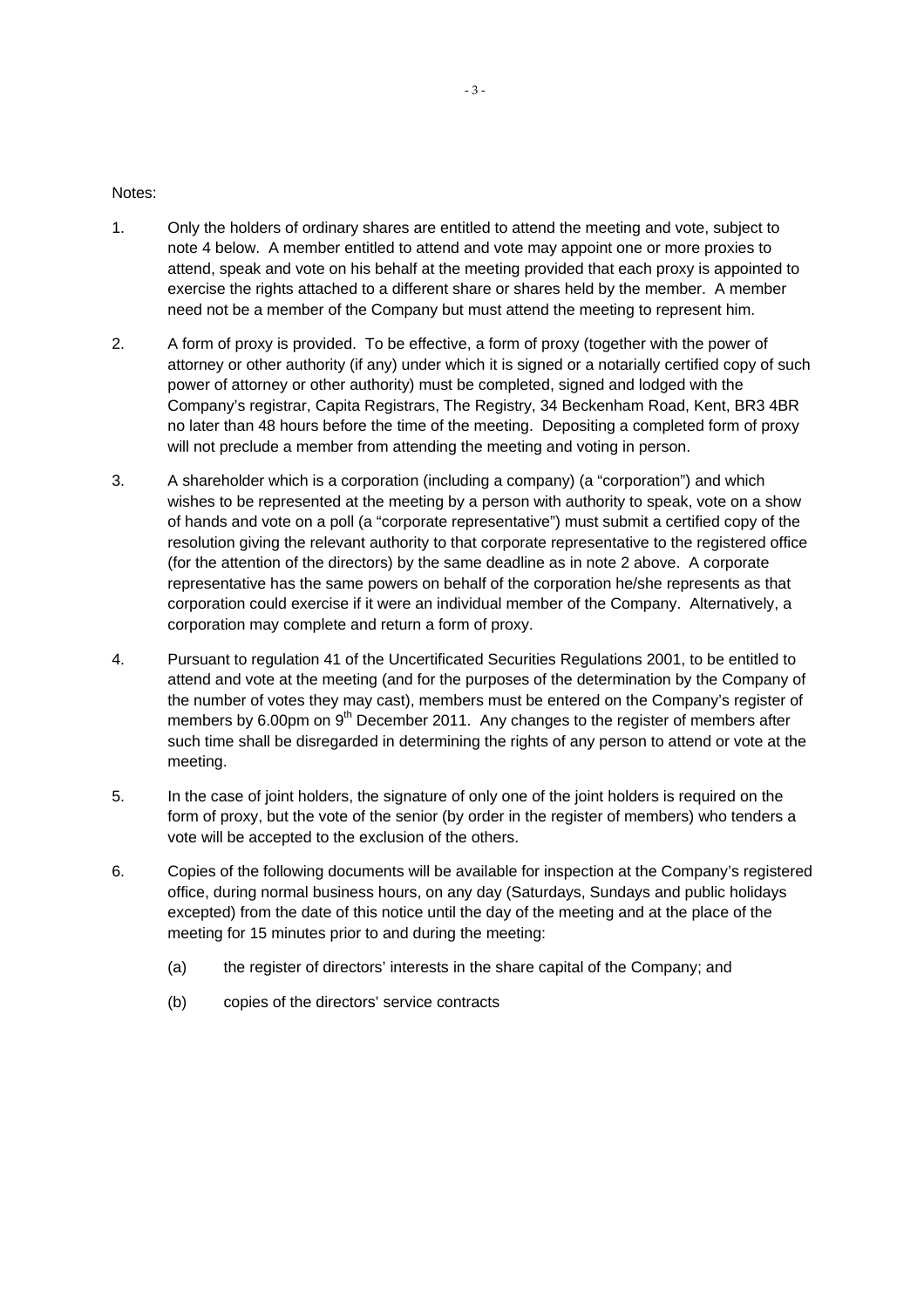Notes:

1. Only the holders of ordinary shares are entitled to attend the meeting and vote, subject to note 4 below. A member entitled to attend and vote may appoint one or more proxies to attend, speak and vote on his behalf at the meeting provided that each proxy is appointed to exercise the rights attached to a different share or shares held by the member. A member need not be a member of the Company but must attend the meeting to represent him.

2. A form of proxy is provided. To be effective, a form of proxy (together with the power of attorney or other authority (if any) under which it is signed or a notarially certified copy of such power of attorney or other authority) must be completed, signed and lodged with the Company's registrar, Capita Registrars, The Registry, 34 Beckenham Road, Kent, BR3 4BR no later than 48 hours before the time of the meeting. Depositing a completed form of proxy will not preclude a member from attending the meeting and voting in person.

3. A shareholder which is a corporation (including a company) (a "corporation") and which wishes to be represented at the meeting by a person with authority to speak, vote on a show of hands and vote on a poll (a "corporate representative") must submit a certified copy of the resolution giving the relevant authority to that corporate representative to the registered office (for the attention of the directors) by the same deadline as in note 2 above. A corporate representative has the same powers on behalf of the corporation he/she represents as that corporation could exercise if it were an individual member of the Company. Alternatively, a corporation may complete and return a form of proxy.

4. Pursuant to regulation 41 of the Uncertificated Securities Regulations 2001, to be entitled to attend and vote at the meeting (and for the purposes of the determination by the Company of the number of votes they may cast), members must be entered on the Company's register of members by 6.00pm on 9th December 2011. Any changes to the register of members after such time shall be disregarded in determining the rights of any person to attend or vote at the meeting.

5. In the case of joint holders, the signature of only one of the joint holders is required on the form of proxy, but the vote of the senior (by order in the register of members) who tenders a vote will be accepted to the exclusion of the others.

6. Copies of the following documents will be available for inspection at the Company's registered office, during normal business hours, on any day (Saturdays, Sundays and public holidays excepted) from the date of this notice until the day of the meeting and at the place of the meeting for 15 minutes prior to and during the meeting:

   (a) the register of directors' interests in the share capital of the Company; and

   (b) copies of the directors' service contracts